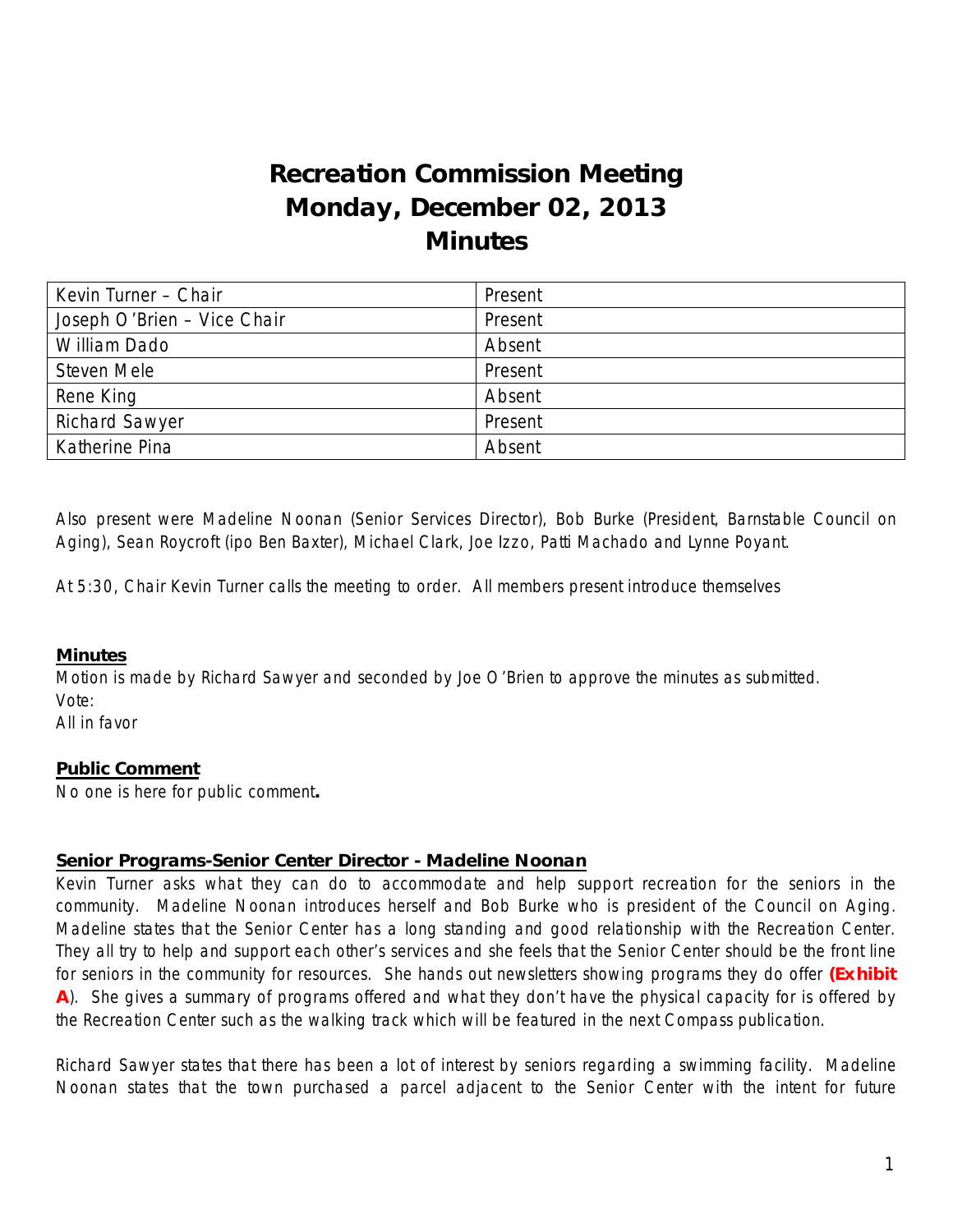# Recreation Commission Meeting
# Monday, December 02, 2013
# Minutes

| Kevin Turner – Chair | Present |
|---|---|
| Joseph O'Brien – Vice Chair | Present |
| William Dado | Absent |
| Steven Mele | Present |
| Rene King | Absent |
| Richard Sawyer | Present |
| Katherine Pina | Absent |

Also present were Madeline Noonan (Senior Services Director), Bob Burke (President, Barnstable Council on Aging), Sean Roycroft (ipo Ben Baxter), Michael Clark, Joe Izzo, Patti Machado and Lynne Poyant.

At 5:30, Chair Kevin Turner calls the meeting to order. All members present introduce themselves

**Minutes**

Motion is made by Richard Sawyer and seconded by Joe O'Brien to approve the minutes as submitted.
Vote:
All in favor

**Public Comment**

No one is here for public comment**.**

**Senior Programs-Senior Center Director - Madeline Noonan**

Kevin Turner asks what they can do to accommodate and help support recreation for the seniors in the community. Madeline Noonan introduces herself and Bob Burke who is president of the Council on Aging. Madeline states that the Senior Center has a long standing and good relationship with the Recreation Center. They all try to help and support each other's services and she feels that the Senior Center should be the front line for seniors in the community for resources. She hands out newsletters showing programs they do offer **(Exhibit A**). She gives a summary of programs offered and what they don't have the physical capacity for is offered by the Recreation Center such as the walking track which will be featured in the next Compass publication.

Richard Sawyer states that there has been a lot of interest by seniors regarding a swimming facility. Madeline Noonan states that the town purchased a parcel adjacent to the Senior Center with the intent for future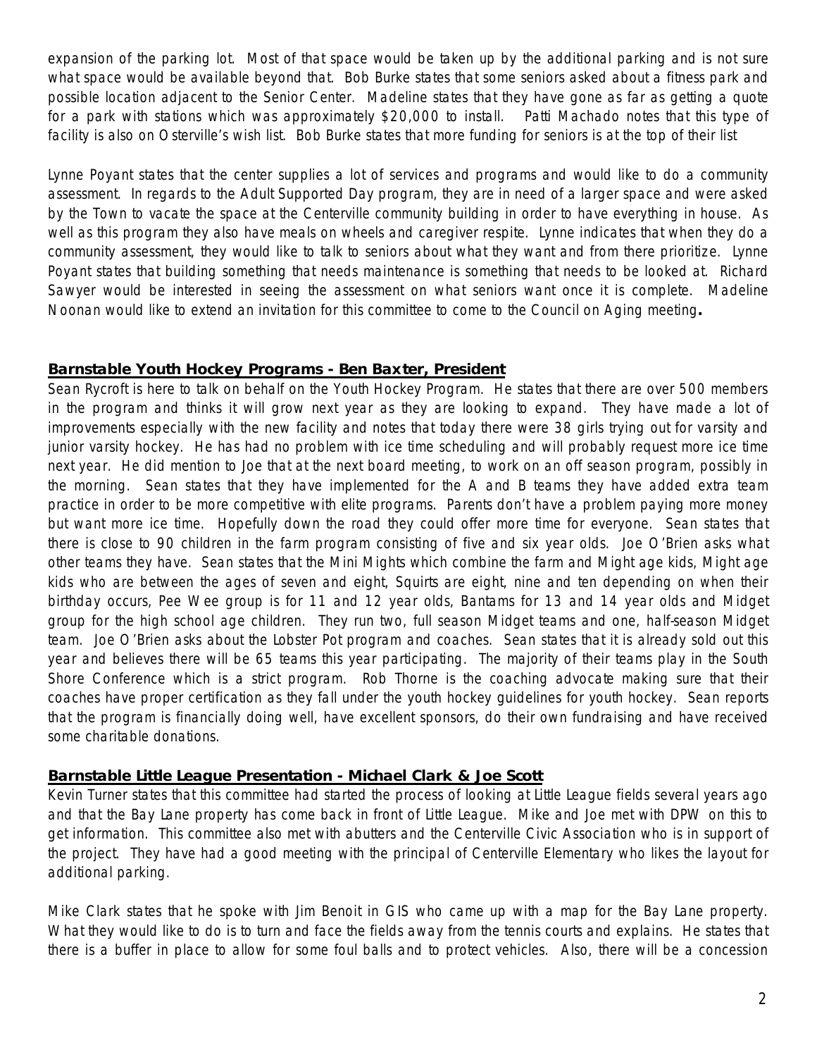expansion of the parking lot. Most of that space would be taken up by the additional parking and is not sure what space would be available beyond that. Bob Burke states that some seniors asked about a fitness park and possible location adjacent to the Senior Center. Madeline states that they have gone as far as getting a quote for a park with stations which was approximately $20,000 to install. Patti Machado notes that this type of facility is also on Osterville's wish list. Bob Burke states that more funding for seniors is at the top of their list

Lynne Poyant states that the center supplies a lot of services and programs and would like to do a community assessment. In regards to the Adult Supported Day program, they are in need of a larger space and were asked by the Town to vacate the space at the Centerville community building in order to have everything in house. As well as this program they also have meals on wheels and caregiver respite. Lynne indicates that when they do a community assessment, they would like to talk to seniors about what they want and from there prioritize. Lynne Poyant states that building something that needs maintenance is something that needs to be looked at. Richard Sawyer would be interested in seeing the assessment on what seniors want once it is complete. Madeline Noonan would like to extend an invitation for this committee to come to the Council on Aging meeting**.**

## Barnstable Youth Hockey Programs - Ben Baxter, President

Sean Rycroft is here to talk on behalf on the Youth Hockey Program. He states that there are over 500 members in the program and thinks it will grow next year as they are looking to expand. They have made a lot of improvements especially with the new facility and notes that today there were 38 girls trying out for varsity and junior varsity hockey. He has had no problem with ice time scheduling and will probably request more ice time next year. He did mention to Joe that at the next board meeting, to work on an off season program, possibly in the morning. Sean states that they have implemented for the A and B teams they have added extra team practice in order to be more competitive with elite programs. Parents don't have a problem paying more money but want more ice time. Hopefully down the road they could offer more time for everyone. Sean states that there is close to 90 children in the farm program consisting of five and six year olds. Joe O'Brien asks what other teams they have. Sean states that the Mini Mights which combine the farm and Might age kids, Might age kids who are between the ages of seven and eight, Squirts are eight, nine and ten depending on when their birthday occurs, Pee Wee group is for 11 and 12 year olds, Bantams for 13 and 14 year olds and Midget group for the high school age children. They run two, full season Midget teams and one, half-season Midget team. Joe O'Brien asks about the Lobster Pot program and coaches. Sean states that it is already sold out this year and believes there will be 65 teams this year participating. The majority of their teams play in the South Shore Conference which is a strict program. Rob Thorne is the coaching advocate making sure that their coaches have proper certification as they fall under the youth hockey guidelines for youth hockey. Sean reports that the program is financially doing well, have excellent sponsors, do their own fundraising and have received some charitable donations.

## Barnstable Little League Presentation - Michael Clark & Joe Scott

Kevin Turner states that this committee had started the process of looking at Little League fields several years ago and that the Bay Lane property has come back in front of Little League. Mike and Joe met with DPW on this to get information. This committee also met with abutters and the Centerville Civic Association who is in support of the project. They have had a good meeting with the principal of Centerville Elementary who likes the layout for additional parking.

Mike Clark states that he spoke with Jim Benoit in GIS who came up with a map for the Bay Lane property. What they would like to do is to turn and face the fields away from the tennis courts and explains. He states that there is a buffer in place to allow for some foul balls and to protect vehicles. Also, there will be a concession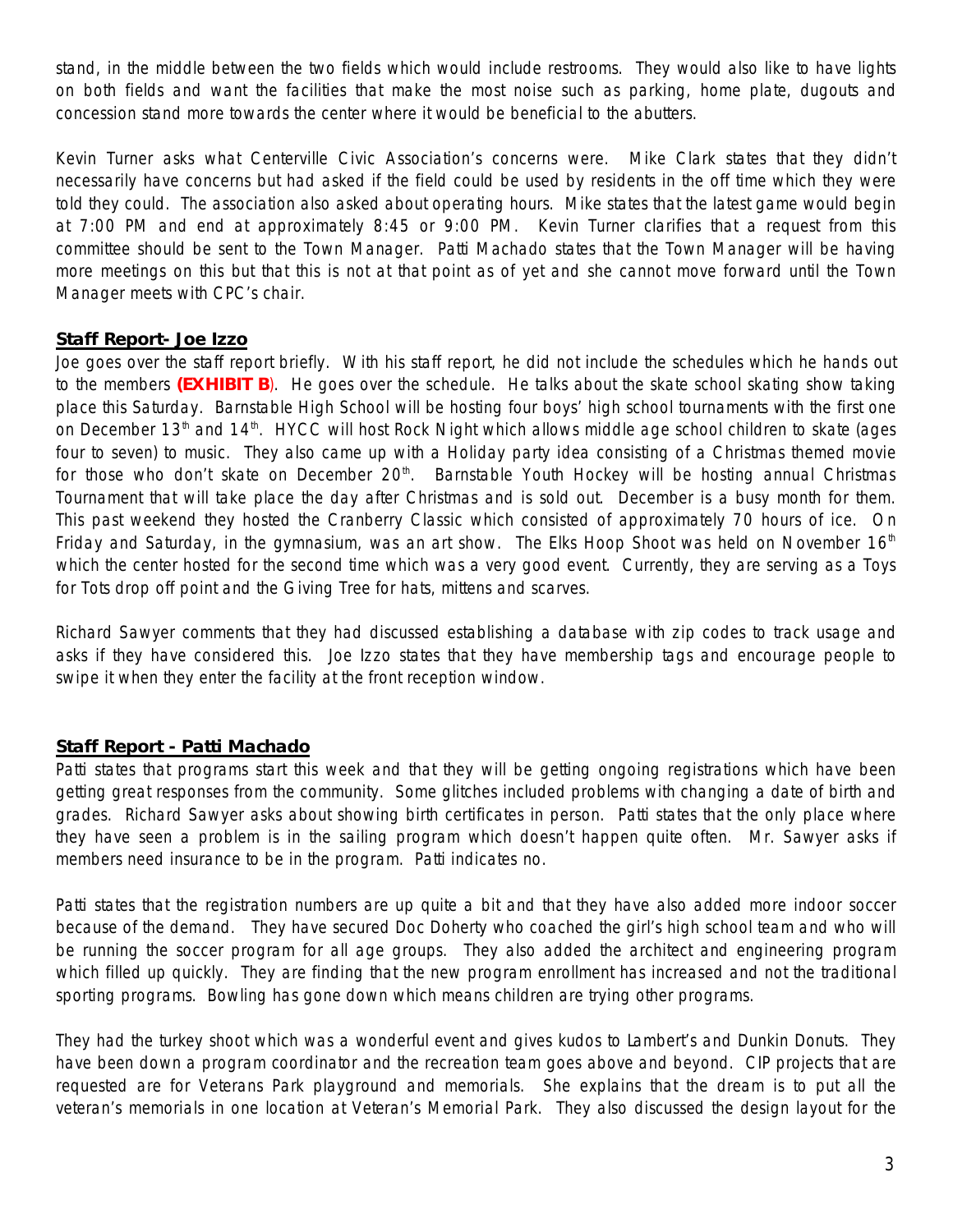stand, in the middle between the two fields which would include restrooms. They would also like to have lights on both fields and want the facilities that make the most noise such as parking, home plate, dugouts and concession stand more towards the center where it would be beneficial to the abutters.

Kevin Turner asks what Centerville Civic Association's concerns were. Mike Clark states that they didn't necessarily have concerns but had asked if the field could be used by residents in the off time which they were told they could. The association also asked about operating hours. Mike states that the latest game would begin at 7:00 PM and end at approximately 8:45 or 9:00 PM. Kevin Turner clarifies that a request from this committee should be sent to the Town Manager. Patti Machado states that the Town Manager will be having more meetings on this but that this is not at that point as of yet and she cannot move forward until the Town Manager meets with CPC's chair.

## Staff Report- Joe Izzo

Joe goes over the staff report briefly. With his staff report, he did not include the schedules which he hands out to the members **(EXHIBIT B)**. He goes over the schedule. He talks about the skate school skating show taking place this Saturday. Barnstable High School will be hosting four boys' high school tournaments with the first one on December 13th and 14th. HYCC will host Rock Night which allows middle age school children to skate (ages four to seven) to music. They also came up with a Holiday party idea consisting of a Christmas themed movie for those who don't skate on December 20th. Barnstable Youth Hockey will be hosting annual Christmas Tournament that will take place the day after Christmas and is sold out. December is a busy month for them. This past weekend they hosted the Cranberry Classic which consisted of approximately 70 hours of ice. On Friday and Saturday, in the gymnasium, was an art show. The Elks Hoop Shoot was held on November 16th which the center hosted for the second time which was a very good event. Currently, they are serving as a Toys for Tots drop off point and the Giving Tree for hats, mittens and scarves.

Richard Sawyer comments that they had discussed establishing a database with zip codes to track usage and asks if they have considered this. Joe Izzo states that they have membership tags and encourage people to swipe it when they enter the facility at the front reception window.

## Staff Report - Patti Machado

Patti states that programs start this week and that they will be getting ongoing registrations which have been getting great responses from the community. Some glitches included problems with changing a date of birth and grades. Richard Sawyer asks about showing birth certificates in person. Patti states that the only place where they have seen a problem is in the sailing program which doesn't happen quite often. Mr. Sawyer asks if members need insurance to be in the program. Patti indicates no.

Patti states that the registration numbers are up quite a bit and that they have also added more indoor soccer because of the demand. They have secured Doc Doherty who coached the girl's high school team and who will be running the soccer program for all age groups. They also added the architect and engineering program which filled up quickly. They are finding that the new program enrollment has increased and not the traditional sporting programs. Bowling has gone down which means children are trying other programs.

They had the turkey shoot which was a wonderful event and gives kudos to Lambert's and Dunkin Donuts. They have been down a program coordinator and the recreation team goes above and beyond. CIP projects that are requested are for Veterans Park playground and memorials. She explains that the dream is to put all the veteran's memorials in one location at Veteran's Memorial Park. They also discussed the design layout for the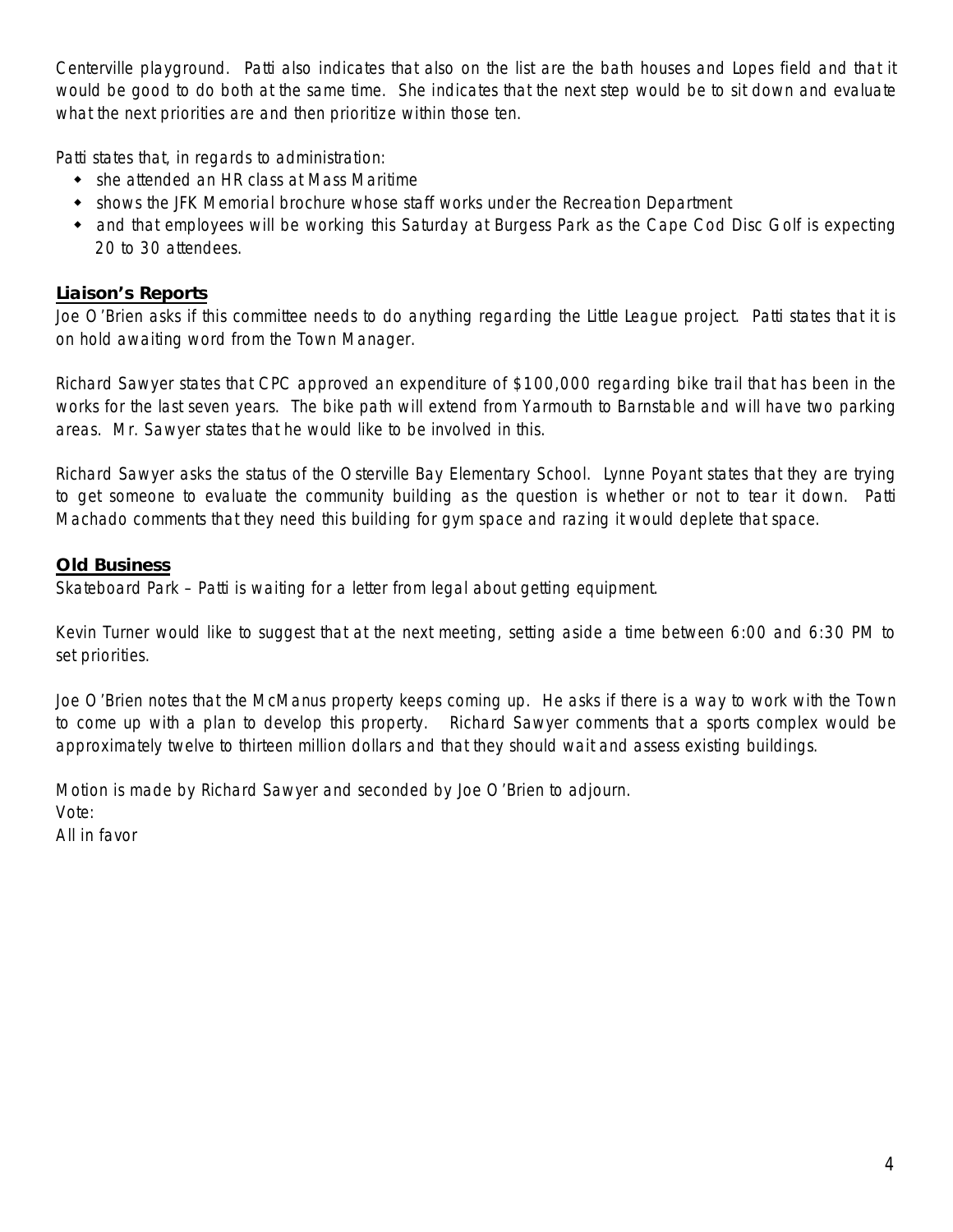Centerville playground. Patti also indicates that also on the list are the bath houses and Lopes field and that it would be good to do both at the same time. She indicates that the next step would be to sit down and evaluate what the next priorities are and then prioritize within those ten.

Patti states that, in regards to administration:

- she attended an HR class at Mass Maritime
- shows the JFK Memorial brochure whose staff works under the Recreation Department
- and that employees will be working this Saturday at Burgess Park as the Cape Cod Disc Golf is expecting 20 to 30 attendees.

## Liaison's Reports

Joe O'Brien asks if this committee needs to do anything regarding the Little League project. Patti states that it is on hold awaiting word from the Town Manager.

Richard Sawyer states that CPC approved an expenditure of $100,000 regarding bike trail that has been in the works for the last seven years. The bike path will extend from Yarmouth to Barnstable and will have two parking areas. Mr. Sawyer states that he would like to be involved in this.

Richard Sawyer asks the status of the Osterville Bay Elementary School. Lynne Poyant states that they are trying to get someone to evaluate the community building as the question is whether or not to tear it down. Patti Machado comments that they need this building for gym space and razing it would deplete that space.

## Old Business

Skateboard Park – Patti is waiting for a letter from legal about getting equipment.

Kevin Turner would like to suggest that at the next meeting, setting aside a time between 6:00 and 6:30 PM to set priorities.

Joe O'Brien notes that the McManus property keeps coming up. He asks if there is a way to work with the Town to come up with a plan to develop this property. Richard Sawyer comments that a sports complex would be approximately twelve to thirteen million dollars and that they should wait and assess existing buildings.

Motion is made by Richard Sawyer and seconded by Joe O'Brien to adjourn.
Vote:
All in favor